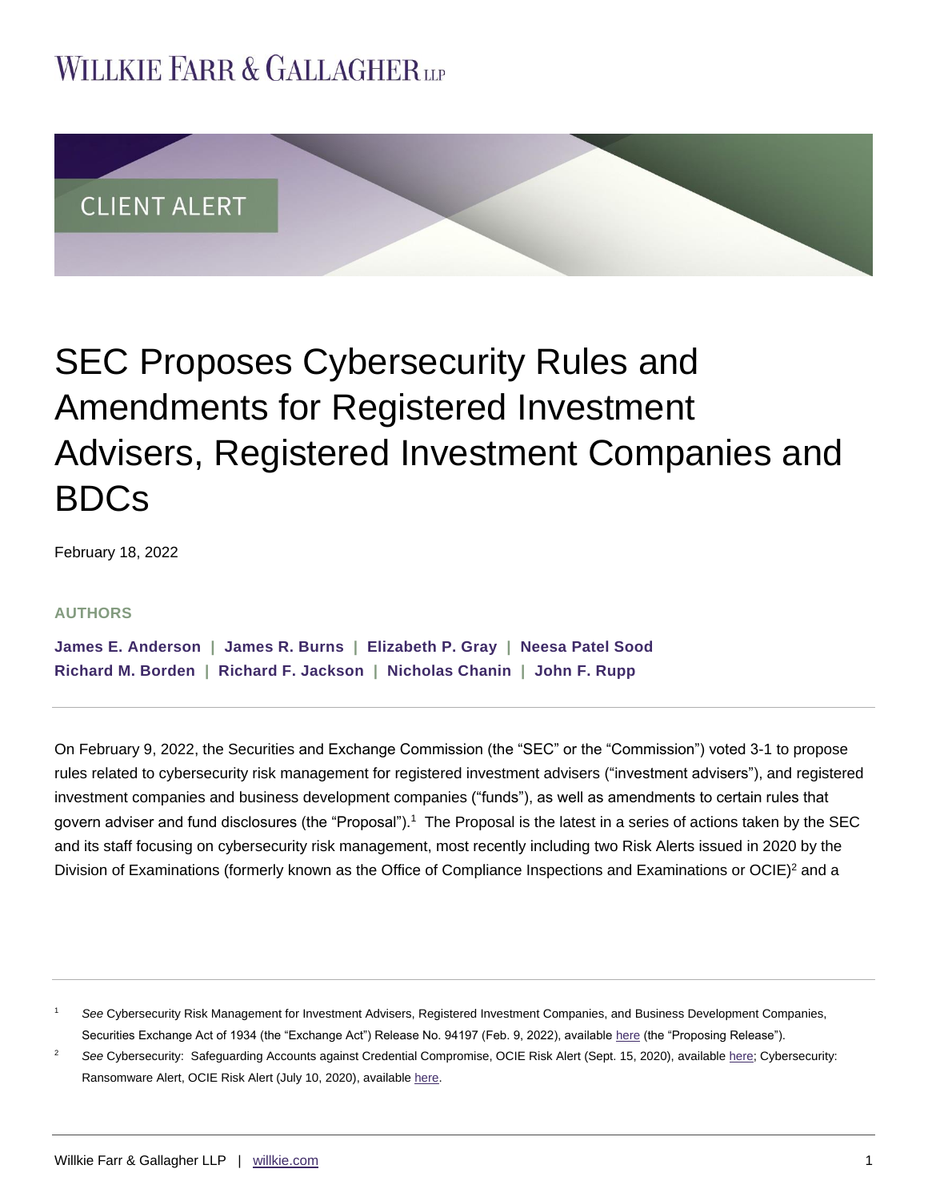WILLKIE FARR & GALLAGHER LLP

CLIENT ALERT

# SEC Proposes Cybersecurity Rules and Amendments for Registered Investment Advisers, Registered Investment Companies and BDCs

February 18, 2022

**AUTHORS**

**James E. Anderson | James R. Burns | Elizabeth P. Gray | Neesa Patel Sood**
**Richard M. Borden | Richard F. Jackson | Nicholas Chanin | John F. Rupp**

---

On February 9, 2022, the Securities and Exchange Commission (the "SEC" or the "Commission") voted 3-1 to propose rules related to cybersecurity risk management for registered investment advisers ("investment advisers"), and registered investment companies and business development companies ("funds"), as well as amendments to certain rules that govern adviser and fund disclosures (the "Proposal").[1] The Proposal is the latest in a series of actions taken by the SEC and its staff focusing on cybersecurity risk management, most recently including two Risk Alerts issued in 2020 by the Division of Examinations (formerly known as the Office of Compliance Inspections and Examinations or OCIE)[2] and a

---

[1] *See* Cybersecurity Risk Management for Investment Advisers, Registered Investment Companies, and Business Development Companies, Securities Exchange Act of 1934 (the "Exchange Act") Release No. 94197 (Feb. 9, 2022), available here (the "Proposing Release").

[2] *See* Cybersecurity: Safeguarding Accounts against Credential Compromise, OCIE Risk Alert (Sept. 15, 2020), available here; Cybersecurity: Ransomware Alert, OCIE Risk Alert (July 10, 2020), available here.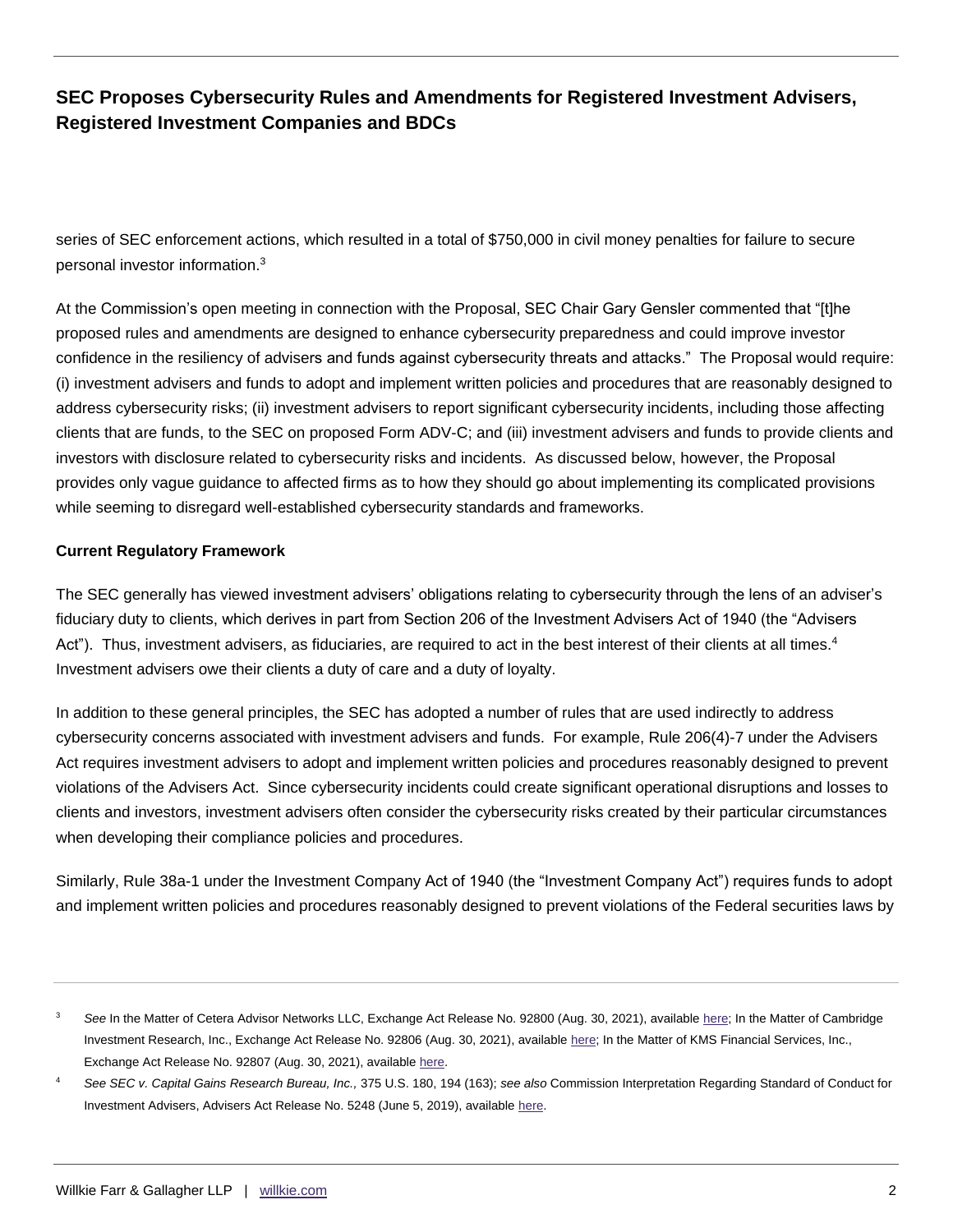series of SEC enforcement actions, which resulted in a total of $750,000 in civil money penalties for failure to secure personal investor information.[3]

At the Commission's open meeting in connection with the Proposal, SEC Chair Gary Gensler commented that "[t]he proposed rules and amendments are designed to enhance cybersecurity preparedness and could improve investor confidence in the resiliency of advisers and funds against cybersecurity threats and attacks." The Proposal would require: (i) investment advisers and funds to adopt and implement written policies and procedures that are reasonably designed to address cybersecurity risks; (ii) investment advisers to report significant cybersecurity incidents, including those affecting clients that are funds, to the SEC on proposed Form ADV-C; and (iii) investment advisers and funds to provide clients and investors with disclosure related to cybersecurity risks and incidents. As discussed below, however, the Proposal provides only vague guidance to affected firms as to how they should go about implementing its complicated provisions while seeming to disregard well-established cybersecurity standards and frameworks.

**Current Regulatory Framework**

The SEC generally has viewed investment advisers' obligations relating to cybersecurity through the lens of an adviser's fiduciary duty to clients, which derives in part from Section 206 of the Investment Advisers Act of 1940 (the "Advisers Act"). Thus, investment advisers, as fiduciaries, are required to act in the best interest of their clients at all times.[4] Investment advisers owe their clients a duty of care and a duty of loyalty.

In addition to these general principles, the SEC has adopted a number of rules that are used indirectly to address cybersecurity concerns associated with investment advisers and funds. For example, Rule 206(4)-7 under the Advisers Act requires investment advisers to adopt and implement written policies and procedures reasonably designed to prevent violations of the Advisers Act. Since cybersecurity incidents could create significant operational disruptions and losses to clients and investors, investment advisers often consider the cybersecurity risks created by their particular circumstances when developing their compliance policies and procedures.

Similarly, Rule 38a-1 under the Investment Company Act of 1940 (the "Investment Company Act") requires funds to adopt and implement written policies and procedures reasonably designed to prevent violations of the Federal securities laws by

---

[3] *See* In the Matter of Cetera Advisor Networks LLC, Exchange Act Release No. 92800 (Aug. 30, 2021), available here; In the Matter of Cambridge Investment Research, Inc., Exchange Act Release No. 92806 (Aug. 30, 2021), available here; In the Matter of KMS Financial Services, Inc., Exchange Act Release No. 92807 (Aug. 30, 2021), available here.

[4] *See SEC v. Capital Gains Research Bureau, Inc.,* 375 U.S. 180, 194 (163); *see also* Commission Interpretation Regarding Standard of Conduct for Investment Advisers, Advisers Act Release No. 5248 (June 5, 2019), available here.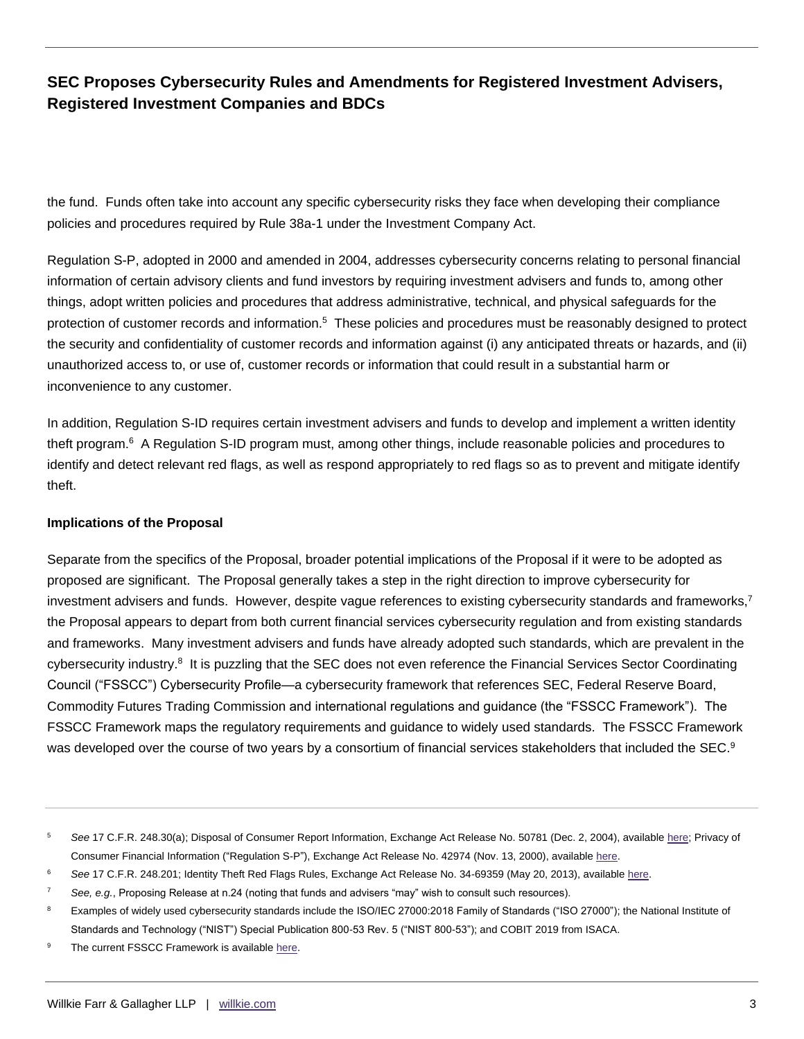the fund. Funds often take into account any specific cybersecurity risks they face when developing their compliance policies and procedures required by Rule 38a-1 under the Investment Company Act.

Regulation S-P, adopted in 2000 and amended in 2004, addresses cybersecurity concerns relating to personal financial information of certain advisory clients and fund investors by requiring investment advisers and funds to, among other things, adopt written policies and procedures that address administrative, technical, and physical safeguards for the protection of customer records and information.[5] These policies and procedures must be reasonably designed to protect the security and confidentiality of customer records and information against (i) any anticipated threats or hazards, and (ii) unauthorized access to, or use of, customer records or information that could result in a substantial harm or inconvenience to any customer.

In addition, Regulation S-ID requires certain investment advisers and funds to develop and implement a written identity theft program.[6] A Regulation S-ID program must, among other things, include reasonable policies and procedures to identify and detect relevant red flags, as well as respond appropriately to red flags so as to prevent and mitigate identify theft.

**Implications of the Proposal**

Separate from the specifics of the Proposal, broader potential implications of the Proposal if it were to be adopted as proposed are significant. The Proposal generally takes a step in the right direction to improve cybersecurity for investment advisers and funds. However, despite vague references to existing cybersecurity standards and frameworks,[7] the Proposal appears to depart from both current financial services cybersecurity regulation and from existing standards and frameworks. Many investment advisers and funds have already adopted such standards, which are prevalent in the cybersecurity industry.[8] It is puzzling that the SEC does not even reference the Financial Services Sector Coordinating Council ("FSSCC") Cybersecurity Profile—a cybersecurity framework that references SEC, Federal Reserve Board, Commodity Futures Trading Commission and international regulations and guidance (the "FSSCC Framework"). The FSSCC Framework maps the regulatory requirements and guidance to widely used standards. The FSSCC Framework was developed over the course of two years by a consortium of financial services stakeholders that included the SEC.[9]

---

[5] *See* 17 C.F.R. 248.30(a); Disposal of Consumer Report Information, Exchange Act Release No. 50781 (Dec. 2, 2004), available here; Privacy of Consumer Financial Information ("Regulation S-P"), Exchange Act Release No. 42974 (Nov. 13, 2000), available here.

[6] *See* 17 C.F.R. 248.201; Identity Theft Red Flags Rules, Exchange Act Release No. 34-69359 (May 20, 2013), available here.

[7] *See, e.g.*, Proposing Release at n.24 (noting that funds and advisers "may" wish to consult such resources).

[8] Examples of widely used cybersecurity standards include the ISO/IEC 27000:2018 Family of Standards ("ISO 27000"); the National Institute of Standards and Technology ("NIST") Special Publication 800-53 Rev. 5 ("NIST 800-53"); and COBIT 2019 from ISACA.

[9] The current FSSCC Framework is available here.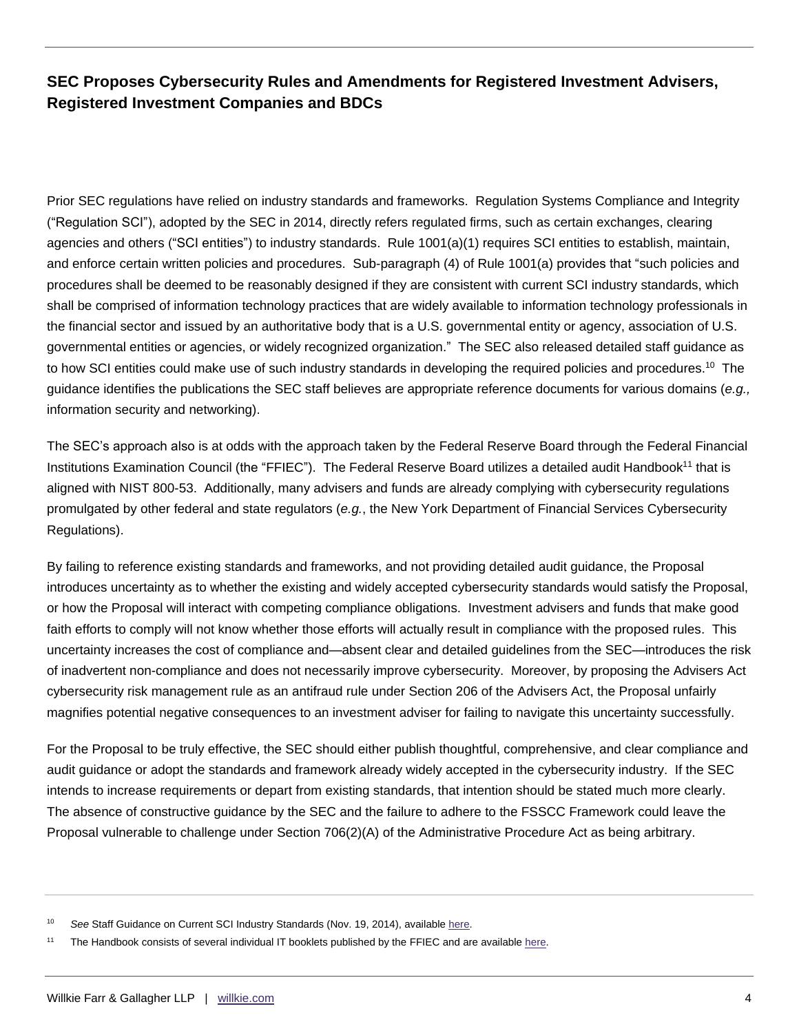Prior SEC regulations have relied on industry standards and frameworks. Regulation Systems Compliance and Integrity ("Regulation SCI"), adopted by the SEC in 2014, directly refers regulated firms, such as certain exchanges, clearing agencies and others ("SCI entities") to industry standards. Rule 1001(a)(1) requires SCI entities to establish, maintain, and enforce certain written policies and procedures. Sub-paragraph (4) of Rule 1001(a) provides that "such policies and procedures shall be deemed to be reasonably designed if they are consistent with current SCI industry standards, which shall be comprised of information technology practices that are widely available to information technology professionals in the financial sector and issued by an authoritative body that is a U.S. governmental entity or agency, association of U.S. governmental entities or agencies, or widely recognized organization." The SEC also released detailed staff guidance as to how SCI entities could make use of such industry standards in developing the required policies and procedures.[10] The guidance identifies the publications the SEC staff believes are appropriate reference documents for various domains (*e.g.,* information security and networking).

The SEC's approach also is at odds with the approach taken by the Federal Reserve Board through the Federal Financial Institutions Examination Council (the "FFIEC"). The Federal Reserve Board utilizes a detailed audit Handbook[11] that is aligned with NIST 800-53. Additionally, many advisers and funds are already complying with cybersecurity regulations promulgated by other federal and state regulators (*e.g.*, the New York Department of Financial Services Cybersecurity Regulations).

By failing to reference existing standards and frameworks, and not providing detailed audit guidance, the Proposal introduces uncertainty as to whether the existing and widely accepted cybersecurity standards would satisfy the Proposal, or how the Proposal will interact with competing compliance obligations. Investment advisers and funds that make good faith efforts to comply will not know whether those efforts will actually result in compliance with the proposed rules. This uncertainty increases the cost of compliance and—absent clear and detailed guidelines from the SEC—introduces the risk of inadvertent non-compliance and does not necessarily improve cybersecurity. Moreover, by proposing the Advisers Act cybersecurity risk management rule as an antifraud rule under Section 206 of the Advisers Act, the Proposal unfairly magnifies potential negative consequences to an investment adviser for failing to navigate this uncertainty successfully.

For the Proposal to be truly effective, the SEC should either publish thoughtful, comprehensive, and clear compliance and audit guidance or adopt the standards and framework already widely accepted in the cybersecurity industry. If the SEC intends to increase requirements or depart from existing standards, that intention should be stated much more clearly. The absence of constructive guidance by the SEC and the failure to adhere to the FSSCC Framework could leave the Proposal vulnerable to challenge under Section 706(2)(A) of the Administrative Procedure Act as being arbitrary.

---

[10] *See* Staff Guidance on Current SCI Industry Standards (Nov. 19, 2014), available here.

[11] The Handbook consists of several individual IT booklets published by the FFIEC and are available here.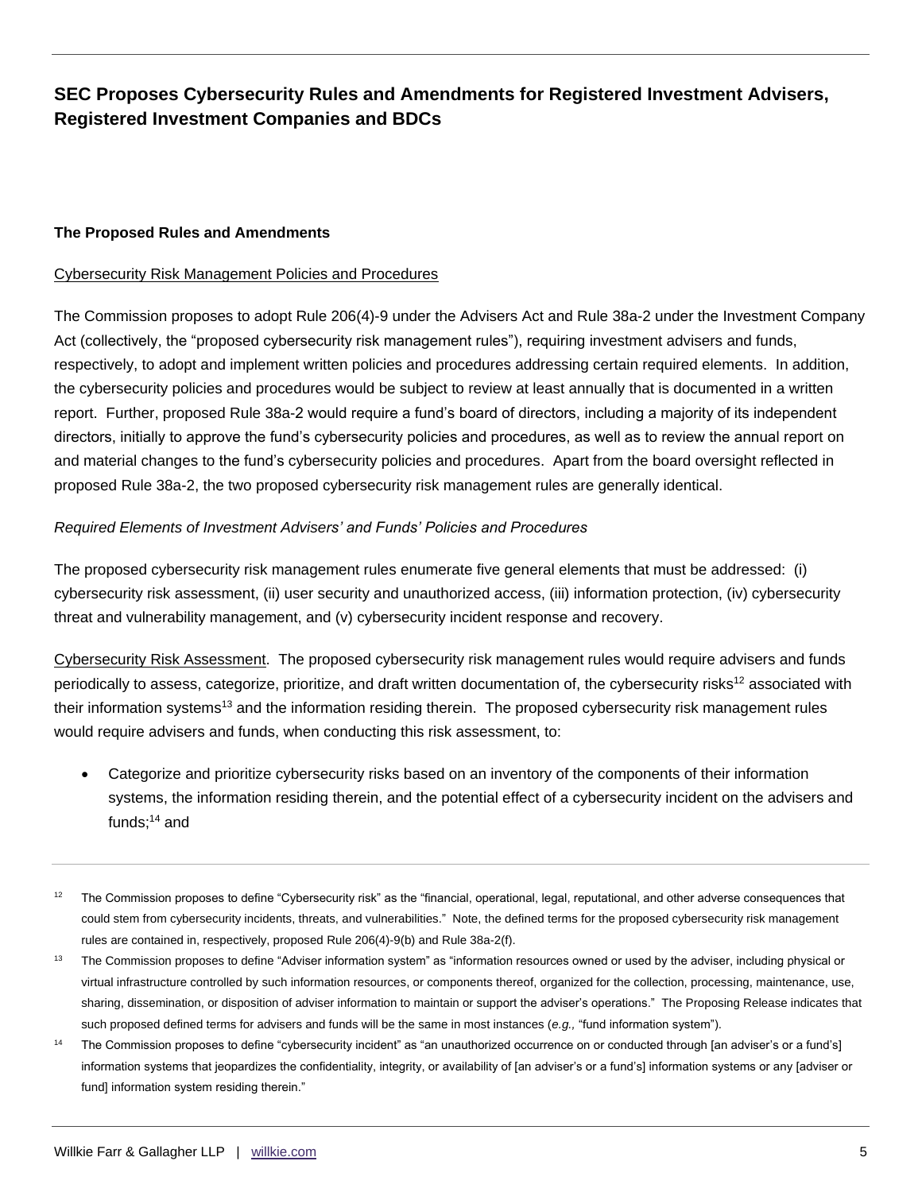**The Proposed Rules and Amendments**

Cybersecurity Risk Management Policies and Procedures

The Commission proposes to adopt Rule 206(4)-9 under the Advisers Act and Rule 38a-2 under the Investment Company Act (collectively, the "proposed cybersecurity risk management rules"), requiring investment advisers and funds, respectively, to adopt and implement written policies and procedures addressing certain required elements. In addition, the cybersecurity policies and procedures would be subject to review at least annually that is documented in a written report. Further, proposed Rule 38a-2 would require a fund's board of directors, including a majority of its independent directors, initially to approve the fund's cybersecurity policies and procedures, as well as to review the annual report on and material changes to the fund's cybersecurity policies and procedures. Apart from the board oversight reflected in proposed Rule 38a-2, the two proposed cybersecurity risk management rules are generally identical.

*Required Elements of Investment Advisers' and Funds' Policies and Procedures*

The proposed cybersecurity risk management rules enumerate five general elements that must be addressed: (i) cybersecurity risk assessment, (ii) user security and unauthorized access, (iii) information protection, (iv) cybersecurity threat and vulnerability management, and (v) cybersecurity incident response and recovery.

Cybersecurity Risk Assessment. The proposed cybersecurity risk management rules would require advisers and funds periodically to assess, categorize, prioritize, and draft written documentation of, the cybersecurity risks[12] associated with their information systems[13] and the information residing therein. The proposed cybersecurity risk management rules would require advisers and funds, when conducting this risk assessment, to:

- Categorize and prioritize cybersecurity risks based on an inventory of the components of their information systems, the information residing therein, and the potential effect of a cybersecurity incident on the advisers and funds;[14] and

---

[12] The Commission proposes to define "Cybersecurity risk" as the "financial, operational, legal, reputational, and other adverse consequences that could stem from cybersecurity incidents, threats, and vulnerabilities." Note, the defined terms for the proposed cybersecurity risk management rules are contained in, respectively, proposed Rule 206(4)-9(b) and Rule 38a-2(f).

[13] The Commission proposes to define "Adviser information system" as "information resources owned or used by the adviser, including physical or virtual infrastructure controlled by such information resources, or components thereof, organized for the collection, processing, maintenance, use, sharing, dissemination, or disposition of adviser information to maintain or support the adviser's operations." The Proposing Release indicates that such proposed defined terms for advisers and funds will be the same in most instances (*e.g.,* "fund information system").

[14] The Commission proposes to define "cybersecurity incident" as "an unauthorized occurrence on or conducted through [an adviser's or a fund's] information systems that jeopardizes the confidentiality, integrity, or availability of [an adviser's or a fund's] information systems or any [adviser or fund] information system residing therein."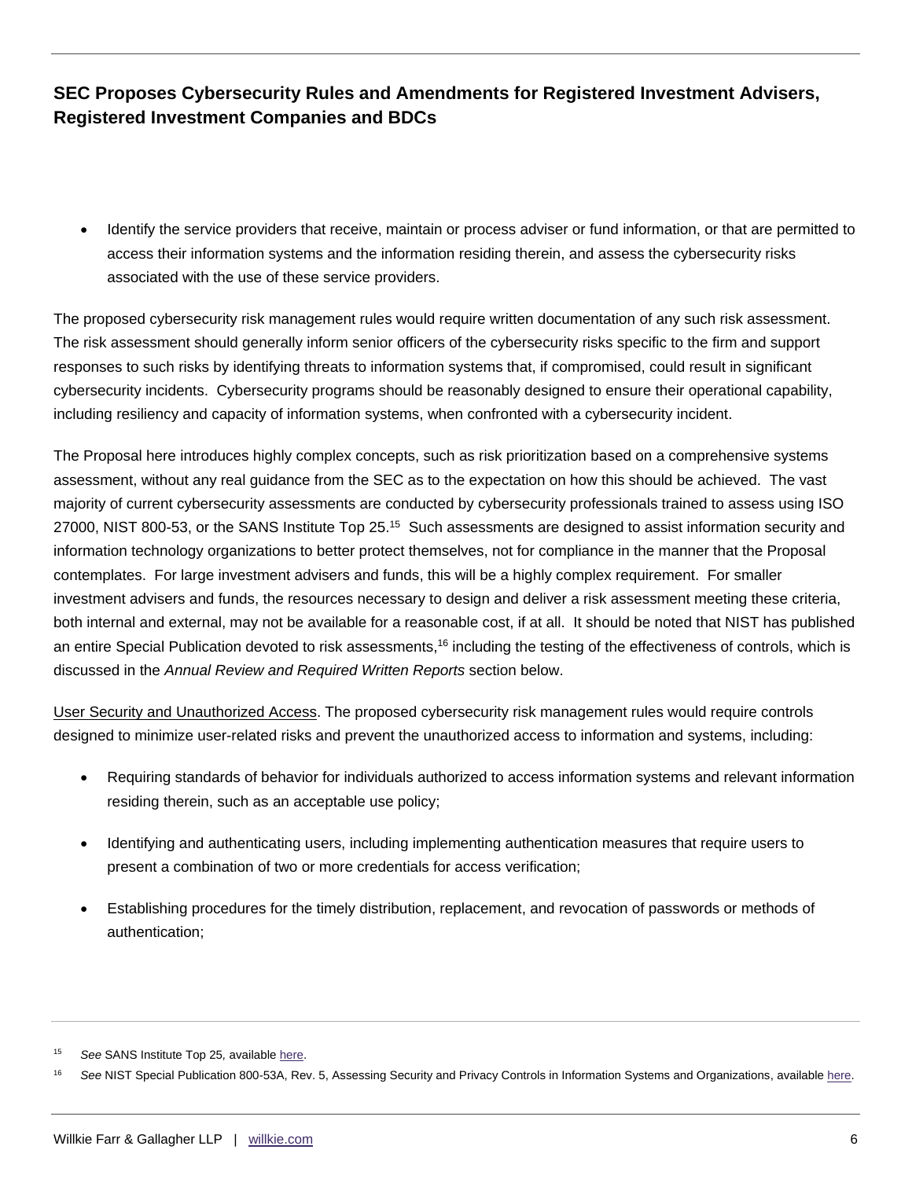- Identify the service providers that receive, maintain or process adviser or fund information, or that are permitted to access their information systems and the information residing therein, and assess the cybersecurity risks associated with the use of these service providers.

The proposed cybersecurity risk management rules would require written documentation of any such risk assessment. The risk assessment should generally inform senior officers of the cybersecurity risks specific to the firm and support responses to such risks by identifying threats to information systems that, if compromised, could result in significant cybersecurity incidents. Cybersecurity programs should be reasonably designed to ensure their operational capability, including resiliency and capacity of information systems, when confronted with a cybersecurity incident.

The Proposal here introduces highly complex concepts, such as risk prioritization based on a comprehensive systems assessment, without any real guidance from the SEC as to the expectation on how this should be achieved. The vast majority of current cybersecurity assessments are conducted by cybersecurity professionals trained to assess using ISO 27000, NIST 800-53, or the SANS Institute Top 25.[15] Such assessments are designed to assist information security and information technology organizations to better protect themselves, not for compliance in the manner that the Proposal contemplates. For large investment advisers and funds, this will be a highly complex requirement. For smaller investment advisers and funds, the resources necessary to design and deliver a risk assessment meeting these criteria, both internal and external, may not be available for a reasonable cost, if at all. It should be noted that NIST has published an entire Special Publication devoted to risk assessments,[16] including the testing of the effectiveness of controls, which is discussed in the *Annual Review and Required Written Reports* section below.

User Security and Unauthorized Access. The proposed cybersecurity risk management rules would require controls designed to minimize user-related risks and prevent the unauthorized access to information and systems, including:

- Requiring standards of behavior for individuals authorized to access information systems and relevant information residing therein, such as an acceptable use policy;
- Identifying and authenticating users, including implementing authentication measures that require users to present a combination of two or more credentials for access verification;
- Establishing procedures for the timely distribution, replacement, and revocation of passwords or methods of authentication;

---

[15] *See* SANS Institute Top 25, available here.

[16] *See* NIST Special Publication 800-53A, Rev. 5, Assessing Security and Privacy Controls in Information Systems and Organizations, available here.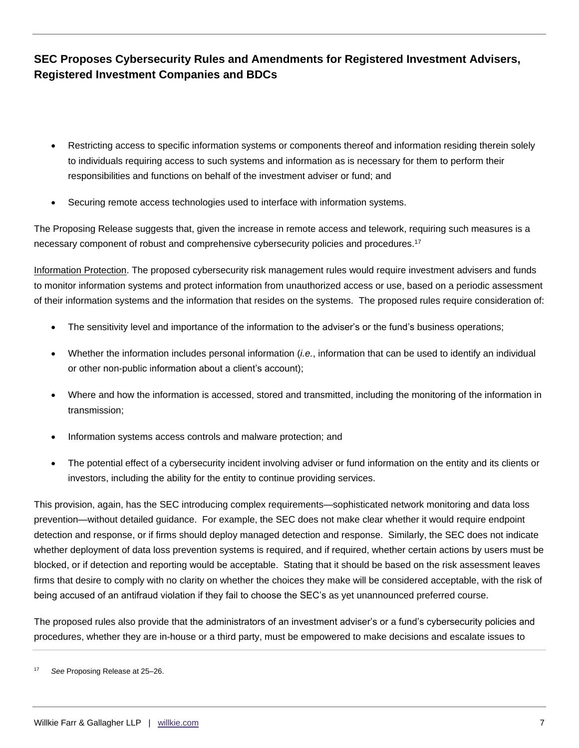- Restricting access to specific information systems or components thereof and information residing therein solely to individuals requiring access to such systems and information as is necessary for them to perform their responsibilities and functions on behalf of the investment adviser or fund; and
- Securing remote access technologies used to interface with information systems.

The Proposing Release suggests that, given the increase in remote access and telework, requiring such measures is a necessary component of robust and comprehensive cybersecurity policies and procedures.[17]

Information Protection. The proposed cybersecurity risk management rules would require investment advisers and funds to monitor information systems and protect information from unauthorized access or use, based on a periodic assessment of their information systems and the information that resides on the systems. The proposed rules require consideration of:

- The sensitivity level and importance of the information to the adviser's or the fund's business operations;
- Whether the information includes personal information (*i.e.*, information that can be used to identify an individual or other non-public information about a client's account);
- Where and how the information is accessed, stored and transmitted, including the monitoring of the information in transmission;
- Information systems access controls and malware protection; and
- The potential effect of a cybersecurity incident involving adviser or fund information on the entity and its clients or investors, including the ability for the entity to continue providing services.

This provision, again, has the SEC introducing complex requirements—sophisticated network monitoring and data loss prevention—without detailed guidance. For example, the SEC does not make clear whether it would require endpoint detection and response, or if firms should deploy managed detection and response. Similarly, the SEC does not indicate whether deployment of data loss prevention systems is required, and if required, whether certain actions by users must be blocked, or if detection and reporting would be acceptable. Stating that it should be based on the risk assessment leaves firms that desire to comply with no clarity on whether the choices they make will be considered acceptable, with the risk of being accused of an antifraud violation if they fail to choose the SEC's as yet unannounced preferred course.

The proposed rules also provide that the administrators of an investment adviser's or a fund's cybersecurity policies and procedures, whether they are in-house or a third party, must be empowered to make decisions and escalate issues to

[17] *See* Proposing Release at 25–26.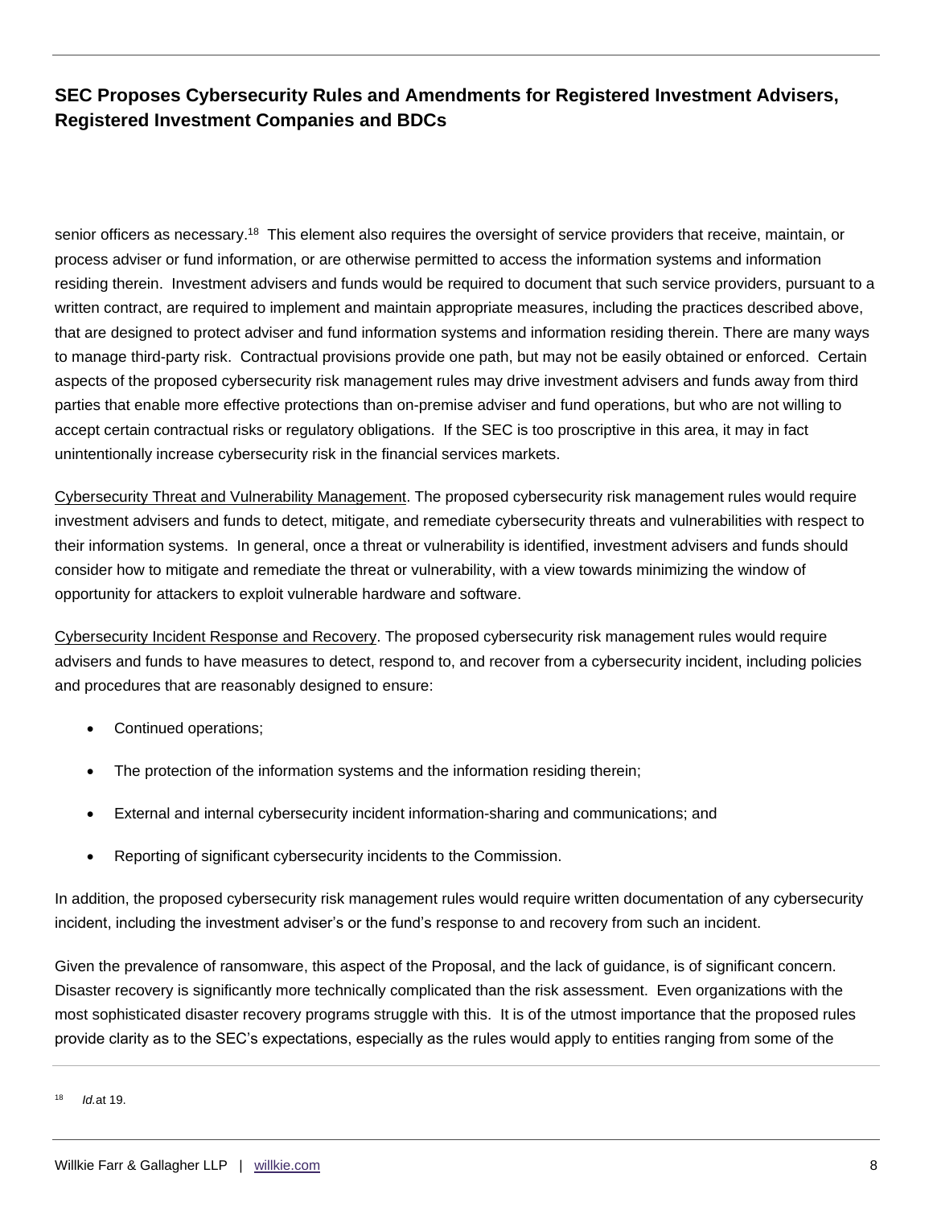senior officers as necessary.[18] This element also requires the oversight of service providers that receive, maintain, or process adviser or fund information, or are otherwise permitted to access the information systems and information residing therein. Investment advisers and funds would be required to document that such service providers, pursuant to a written contract, are required to implement and maintain appropriate measures, including the practices described above, that are designed to protect adviser and fund information systems and information residing therein. There are many ways to manage third-party risk. Contractual provisions provide one path, but may not be easily obtained or enforced. Certain aspects of the proposed cybersecurity risk management rules may drive investment advisers and funds away from third parties that enable more effective protections than on-premise adviser and fund operations, but who are not willing to accept certain contractual risks or regulatory obligations. If the SEC is too proscriptive in this area, it may in fact unintentionally increase cybersecurity risk in the financial services markets.

Cybersecurity Threat and Vulnerability Management. The proposed cybersecurity risk management rules would require investment advisers and funds to detect, mitigate, and remediate cybersecurity threats and vulnerabilities with respect to their information systems. In general, once a threat or vulnerability is identified, investment advisers and funds should consider how to mitigate and remediate the threat or vulnerability, with a view towards minimizing the window of opportunity for attackers to exploit vulnerable hardware and software.

Cybersecurity Incident Response and Recovery. The proposed cybersecurity risk management rules would require advisers and funds to have measures to detect, respond to, and recover from a cybersecurity incident, including policies and procedures that are reasonably designed to ensure:

- Continued operations;
- The protection of the information systems and the information residing therein;
- External and internal cybersecurity incident information-sharing and communications; and
- Reporting of significant cybersecurity incidents to the Commission.

In addition, the proposed cybersecurity risk management rules would require written documentation of any cybersecurity incident, including the investment adviser's or the fund's response to and recovery from such an incident.

Given the prevalence of ransomware, this aspect of the Proposal, and the lack of guidance, is of significant concern. Disaster recovery is significantly more technically complicated than the risk assessment. Even organizations with the most sophisticated disaster recovery programs struggle with this. It is of the utmost importance that the proposed rules provide clarity as to the SEC's expectations, especially as the rules would apply to entities ranging from some of the

[18] *Id.* at 19.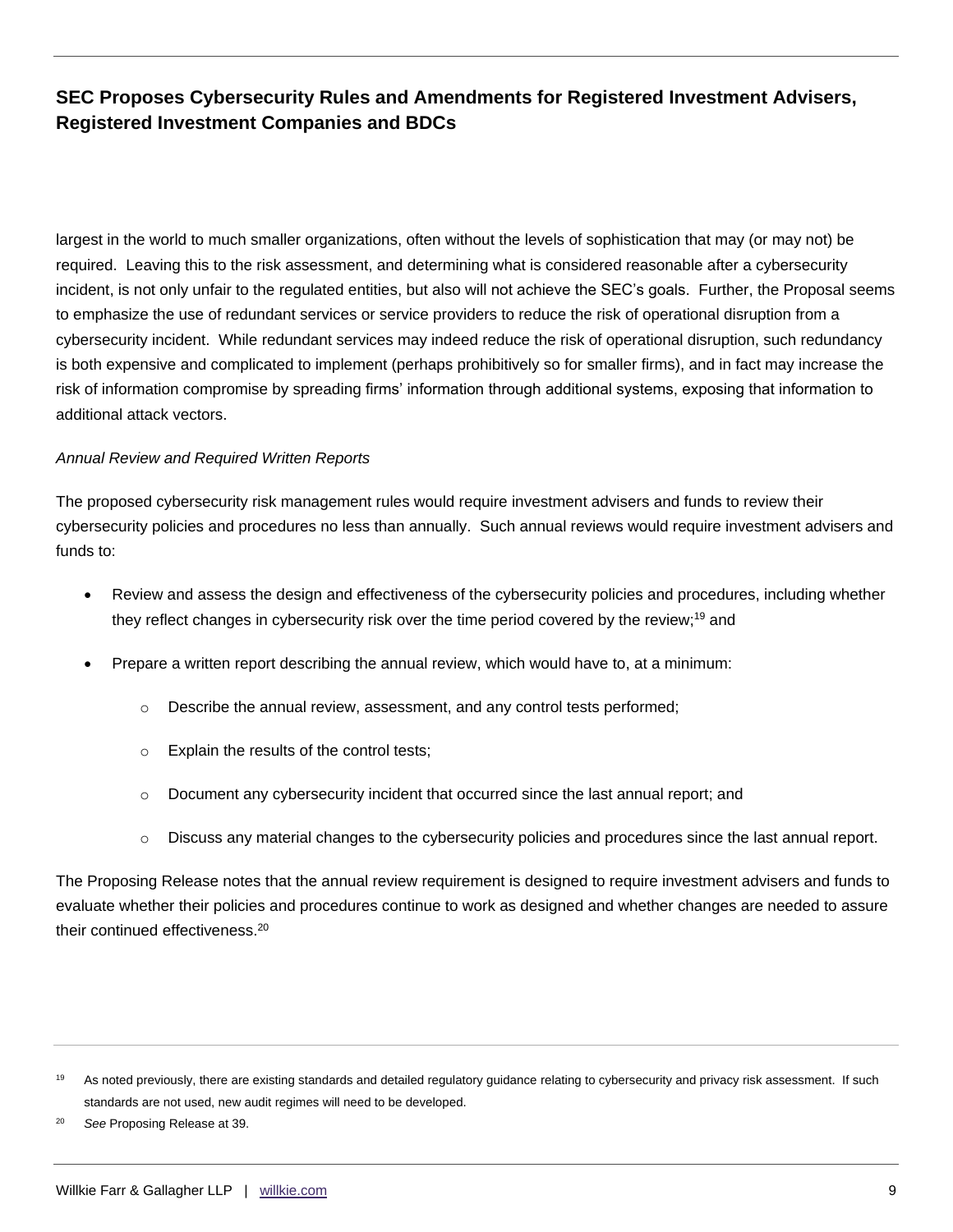largest in the world to much smaller organizations, often without the levels of sophistication that may (or may not) be required. Leaving this to the risk assessment, and determining what is considered reasonable after a cybersecurity incident, is not only unfair to the regulated entities, but also will not achieve the SEC's goals. Further, the Proposal seems to emphasize the use of redundant services or service providers to reduce the risk of operational disruption from a cybersecurity incident. While redundant services may indeed reduce the risk of operational disruption, such redundancy is both expensive and complicated to implement (perhaps prohibitively so for smaller firms), and in fact may increase the risk of information compromise by spreading firms' information through additional systems, exposing that information to additional attack vectors.

*Annual Review and Required Written Reports*

The proposed cybersecurity risk management rules would require investment advisers and funds to review their cybersecurity policies and procedures no less than annually. Such annual reviews would require investment advisers and funds to:

- Review and assess the design and effectiveness of the cybersecurity policies and procedures, including whether they reflect changes in cybersecurity risk over the time period covered by the review;[19] and
- Prepare a written report describing the annual review, which would have to, at a minimum:
  - Describe the annual review, assessment, and any control tests performed;
  - Explain the results of the control tests;
  - Document any cybersecurity incident that occurred since the last annual report; and
  - Discuss any material changes to the cybersecurity policies and procedures since the last annual report.

The Proposing Release notes that the annual review requirement is designed to require investment advisers and funds to evaluate whether their policies and procedures continue to work as designed and whether changes are needed to assure their continued effectiveness.[20]

---

[19] As noted previously, there are existing standards and detailed regulatory guidance relating to cybersecurity and privacy risk assessment. If such standards are not used, new audit regimes will need to be developed.

[20] *See* Proposing Release at 39.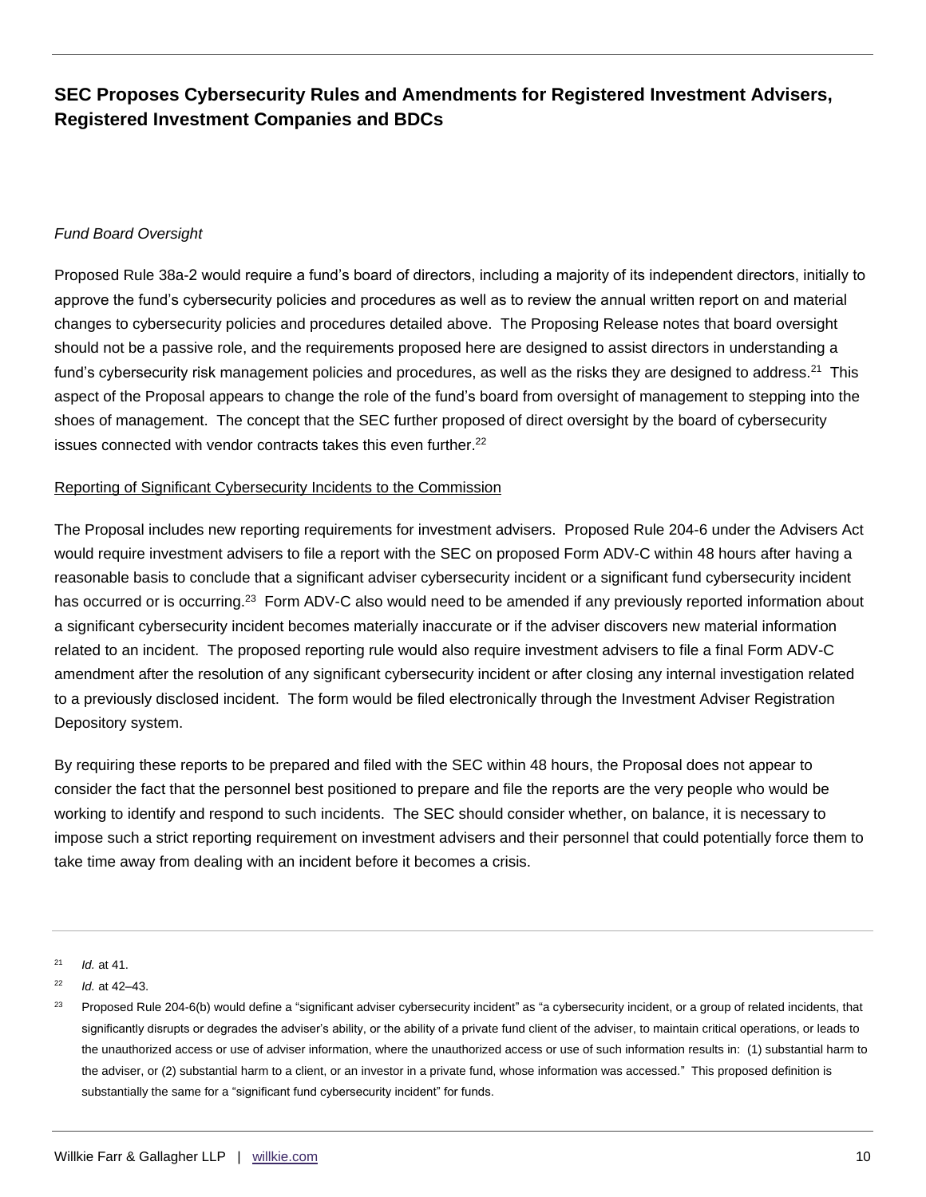*Fund Board Oversight*

Proposed Rule 38a-2 would require a fund's board of directors, including a majority of its independent directors, initially to approve the fund's cybersecurity policies and procedures as well as to review the annual written report on and material changes to cybersecurity policies and procedures detailed above. The Proposing Release notes that board oversight should not be a passive role, and the requirements proposed here are designed to assist directors in understanding a fund's cybersecurity risk management policies and procedures, as well as the risks they are designed to address.[21] This aspect of the Proposal appears to change the role of the fund's board from oversight of management to stepping into the shoes of management. The concept that the SEC further proposed of direct oversight by the board of cybersecurity issues connected with vendor contracts takes this even further.[22]

<u>Reporting of Significant Cybersecurity Incidents to the Commission</u>

The Proposal includes new reporting requirements for investment advisers. Proposed Rule 204-6 under the Advisers Act would require investment advisers to file a report with the SEC on proposed Form ADV-C within 48 hours after having a reasonable basis to conclude that a significant adviser cybersecurity incident or a significant fund cybersecurity incident has occurred or is occurring.[23] Form ADV-C also would need to be amended if any previously reported information about a significant cybersecurity incident becomes materially inaccurate or if the adviser discovers new material information related to an incident. The proposed reporting rule would also require investment advisers to file a final Form ADV-C amendment after the resolution of any significant cybersecurity incident or after closing any internal investigation related to a previously disclosed incident. The form would be filed electronically through the Investment Adviser Registration Depository system.

By requiring these reports to be prepared and filed with the SEC within 48 hours, the Proposal does not appear to consider the fact that the personnel best positioned to prepare and file the reports are the very people who would be working to identify and respond to such incidents. The SEC should consider whether, on balance, it is necessary to impose such a strict reporting requirement on investment advisers and their personnel that could potentially force them to take time away from dealing with an incident before it becomes a crisis.

---

[21] *Id.* at 41.

[22] *Id.* at 42–43.

[23] Proposed Rule 204-6(b) would define a "significant adviser cybersecurity incident" as "a cybersecurity incident, or a group of related incidents, that significantly disrupts or degrades the adviser's ability, or the ability of a private fund client of the adviser, to maintain critical operations, or leads to the unauthorized access or use of adviser information, where the unauthorized access or use of such information results in: (1) substantial harm to the adviser, or (2) substantial harm to a client, or an investor in a private fund, whose information was accessed." This proposed definition is substantially the same for a "significant fund cybersecurity incident" for funds.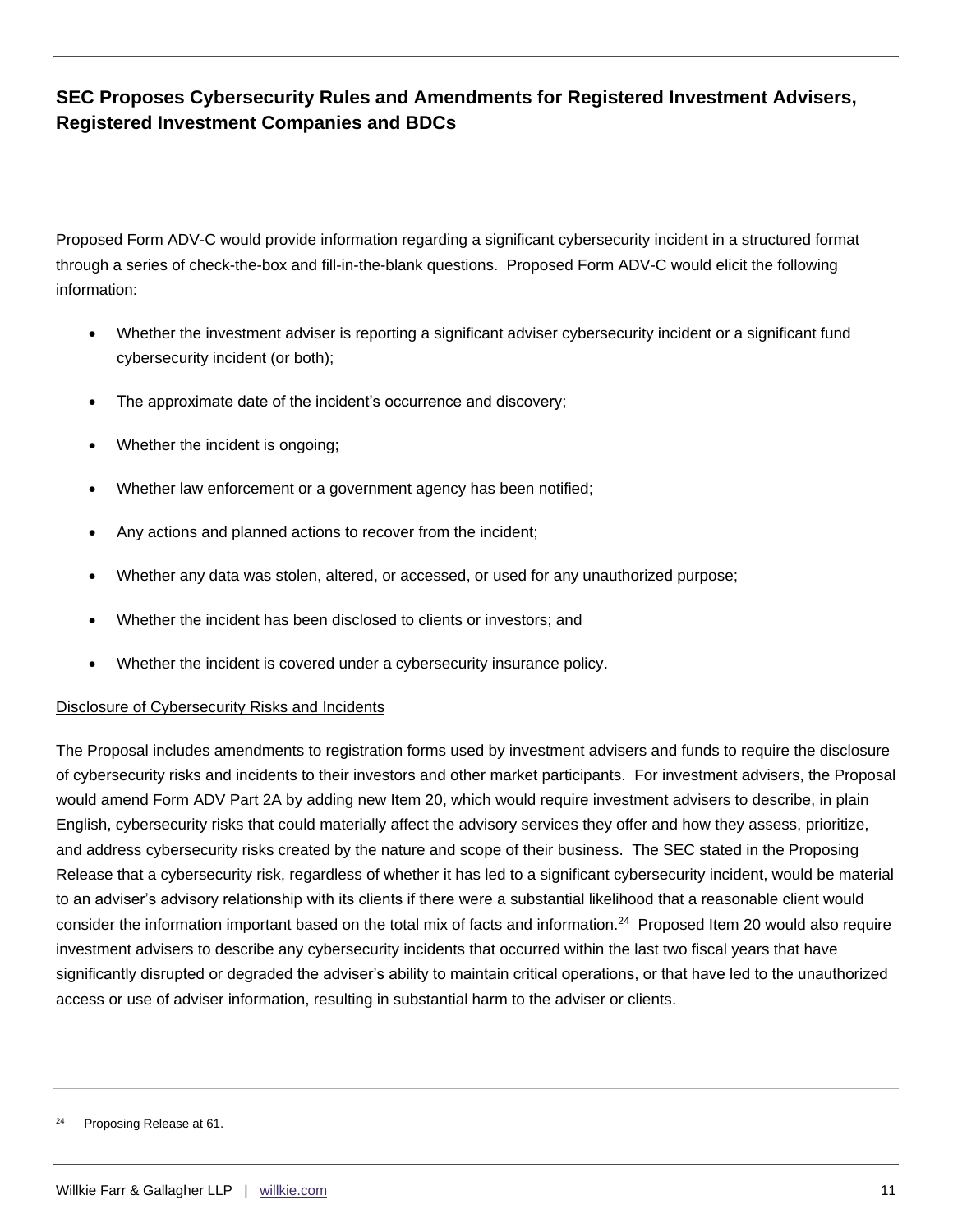Proposed Form ADV-C would provide information regarding a significant cybersecurity incident in a structured format through a series of check-the-box and fill-in-the-blank questions. Proposed Form ADV-C would elicit the following information:

- Whether the investment adviser is reporting a significant adviser cybersecurity incident or a significant fund cybersecurity incident (or both);
- The approximate date of the incident's occurrence and discovery;
- Whether the incident is ongoing;
- Whether law enforcement or a government agency has been notified;
- Any actions and planned actions to recover from the incident;
- Whether any data was stolen, altered, or accessed, or used for any unauthorized purpose;
- Whether the incident has been disclosed to clients or investors; and
- Whether the incident is covered under a cybersecurity insurance policy.

<u>Disclosure of Cybersecurity Risks and Incidents</u>

The Proposal includes amendments to registration forms used by investment advisers and funds to require the disclosure of cybersecurity risks and incidents to their investors and other market participants. For investment advisers, the Proposal would amend Form ADV Part 2A by adding new Item 20, which would require investment advisers to describe, in plain English, cybersecurity risks that could materially affect the advisory services they offer and how they assess, prioritize, and address cybersecurity risks created by the nature and scope of their business. The SEC stated in the Proposing Release that a cybersecurity risk, regardless of whether it has led to a significant cybersecurity incident, would be material to an adviser's advisory relationship with its clients if there were a substantial likelihood that a reasonable client would consider the information important based on the total mix of facts and information.[24] Proposed Item 20 would also require investment advisers to describe any cybersecurity incidents that occurred within the last two fiscal years that have significantly disrupted or degraded the adviser's ability to maintain critical operations, or that have led to the unauthorized access or use of adviser information, resulting in substantial harm to the adviser or clients.

[24] Proposing Release at 61.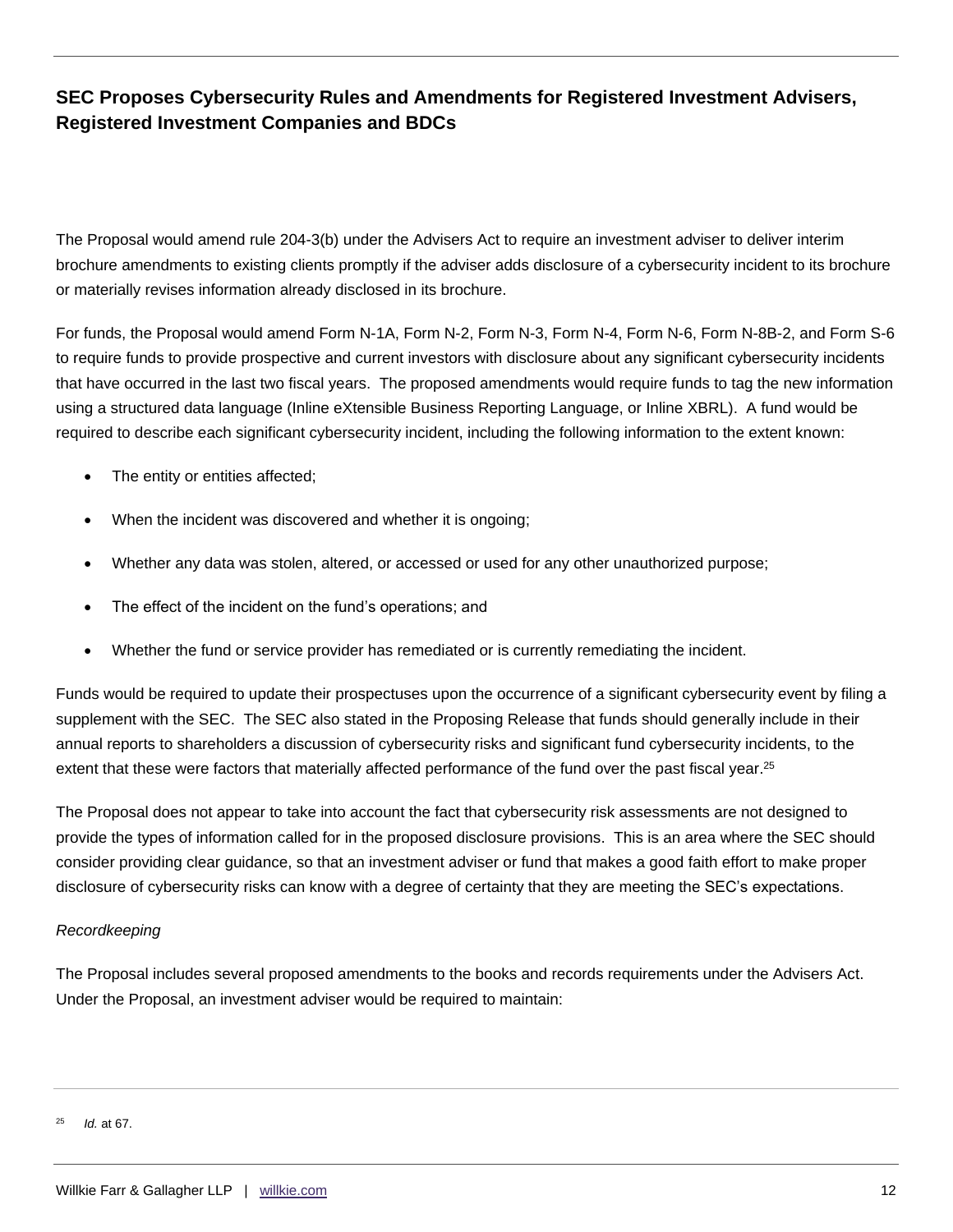The Proposal would amend rule 204-3(b) under the Advisers Act to require an investment adviser to deliver interim brochure amendments to existing clients promptly if the adviser adds disclosure of a cybersecurity incident to its brochure or materially revises information already disclosed in its brochure.

For funds, the Proposal would amend Form N-1A, Form N-2, Form N-3, Form N-4, Form N-6, Form N-8B-2, and Form S-6 to require funds to provide prospective and current investors with disclosure about any significant cybersecurity incidents that have occurred in the last two fiscal years. The proposed amendments would require funds to tag the new information using a structured data language (Inline eXtensible Business Reporting Language, or Inline XBRL). A fund would be required to describe each significant cybersecurity incident, including the following information to the extent known:

- The entity or entities affected;
- When the incident was discovered and whether it is ongoing;
- Whether any data was stolen, altered, or accessed or used for any other unauthorized purpose;
- The effect of the incident on the fund's operations; and
- Whether the fund or service provider has remediated or is currently remediating the incident.

Funds would be required to update their prospectuses upon the occurrence of a significant cybersecurity event by filing a supplement with the SEC. The SEC also stated in the Proposing Release that funds should generally include in their annual reports to shareholders a discussion of cybersecurity risks and significant fund cybersecurity incidents, to the extent that these were factors that materially affected performance of the fund over the past fiscal year.[25]

The Proposal does not appear to take into account the fact that cybersecurity risk assessments are not designed to provide the types of information called for in the proposed disclosure provisions. This is an area where the SEC should consider providing clear guidance, so that an investment adviser or fund that makes a good faith effort to make proper disclosure of cybersecurity risks can know with a degree of certainty that they are meeting the SEC's expectations.

*Recordkeeping*

The Proposal includes several proposed amendments to the books and records requirements under the Advisers Act. Under the Proposal, an investment adviser would be required to maintain:

---

[25] *Id.* at 67.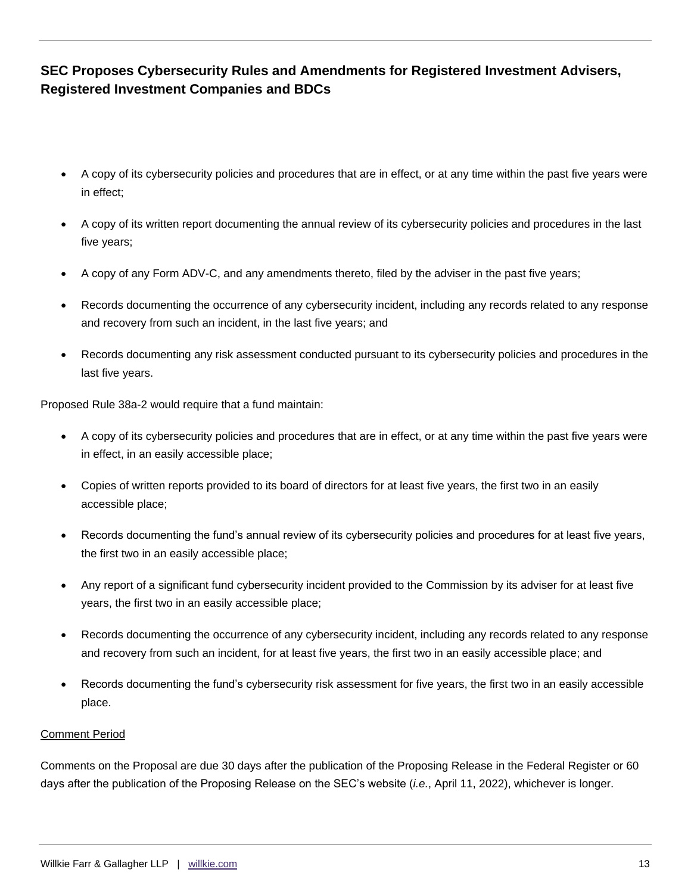- A copy of its cybersecurity policies and procedures that are in effect, or at any time within the past five years were in effect;
- A copy of its written report documenting the annual review of its cybersecurity policies and procedures in the last five years;
- A copy of any Form ADV-C, and any amendments thereto, filed by the adviser in the past five years;
- Records documenting the occurrence of any cybersecurity incident, including any records related to any response and recovery from such an incident, in the last five years; and
- Records documenting any risk assessment conducted pursuant to its cybersecurity policies and procedures in the last five years.

Proposed Rule 38a-2 would require that a fund maintain:

- A copy of its cybersecurity policies and procedures that are in effect, or at any time within the past five years were in effect, in an easily accessible place;
- Copies of written reports provided to its board of directors for at least five years, the first two in an easily accessible place;
- Records documenting the fund's annual review of its cybersecurity policies and procedures for at least five years, the first two in an easily accessible place;
- Any report of a significant fund cybersecurity incident provided to the Commission by its adviser for at least five years, the first two in an easily accessible place;
- Records documenting the occurrence of any cybersecurity incident, including any records related to any response and recovery from such an incident, for at least five years, the first two in an easily accessible place; and
- Records documenting the fund's cybersecurity risk assessment for five years, the first two in an easily accessible place.

<u>Comment Period</u>

Comments on the Proposal are due 30 days after the publication of the Proposing Release in the Federal Register or 60 days after the publication of the Proposing Release on the SEC's website (*i.e.*, April 11, 2022), whichever is longer.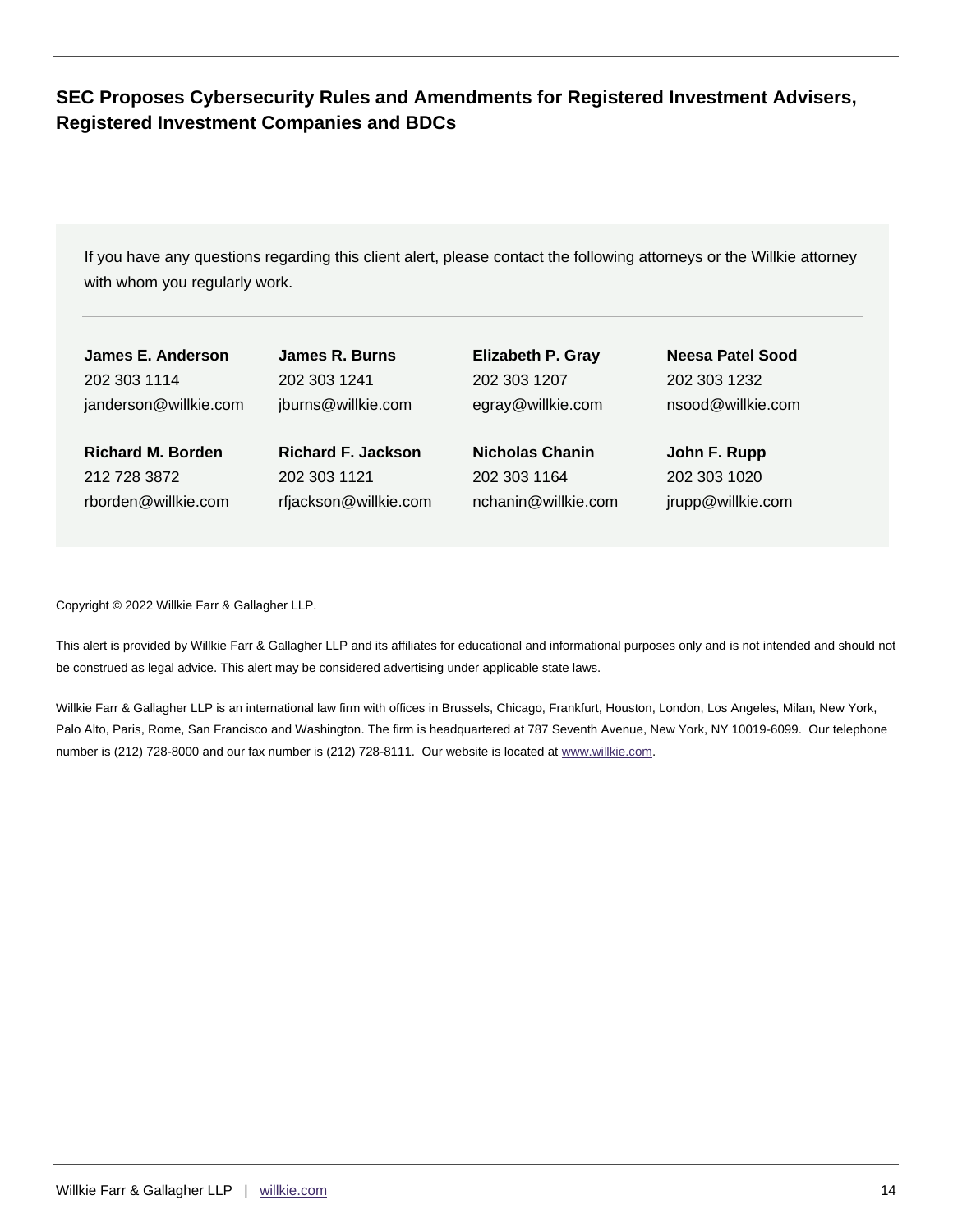## SEC Proposes Cybersecurity Rules and Amendments for Registered Investment Advisers, Registered Investment Companies and BDCs

If you have any questions regarding this client alert, please contact the following attorneys or the Willkie attorney with whom you regularly work.

| | | | |
|---|---|---|---|
| **James E. Anderson**<br>202 303 1114<br>janderson@willkie.com | **James R. Burns**<br>202 303 1241<br>jburns@willkie.com | **Elizabeth P. Gray**<br>202 303 1207<br>egray@willkie.com | **Neesa Patel Sood**<br>202 303 1232<br>nsood@willkie.com |
| **Richard M. Borden**<br>212 728 3872<br>rborden@willkie.com | **Richard F. Jackson**<br>202 303 1121<br>rfjackson@willkie.com | **Nicholas Chanin**<br>202 303 1164<br>nchanin@willkie.com | **John F. Rupp**<br>202 303 1020<br>jrupp@willkie.com |

Copyright © 2022 Willkie Farr & Gallagher LLP.

This alert is provided by Willkie Farr & Gallagher LLP and its affiliates for educational and informational purposes only and is not intended and should not be construed as legal advice. This alert may be considered advertising under applicable state laws.

Willkie Farr & Gallagher LLP is an international law firm with offices in Brussels, Chicago, Frankfurt, Houston, London, Los Angeles, Milan, New York, Palo Alto, Paris, Rome, San Francisco and Washington. The firm is headquartered at 787 Seventh Avenue, New York, NY 10019-6099. Our telephone number is (212) 728-8000 and our fax number is (212) 728-8111. Our website is located at www.willkie.com.